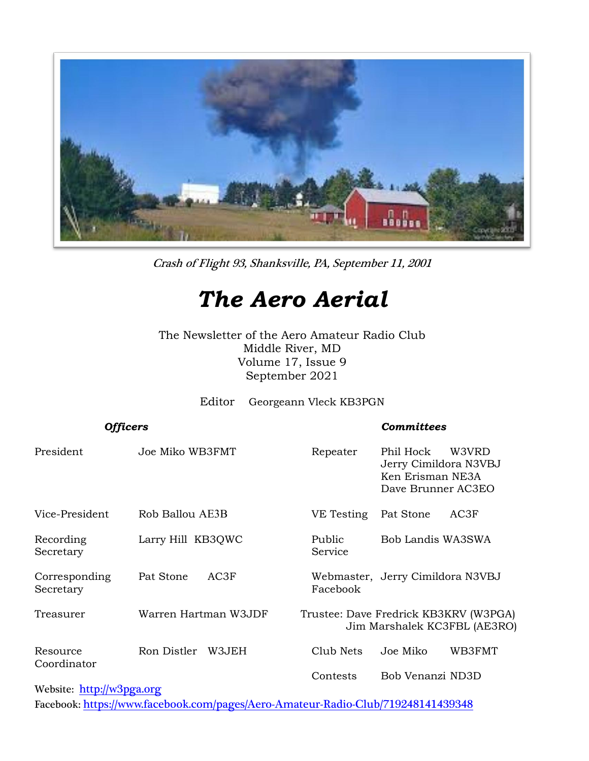*Crash of Flight 93, Shanksville, PA, September 11, 2001*

# *The Aero Aerial*

The Newsletter of the Aero Amateur Radio Club
Middle River, MD
Volume 17, Issue 9
September 2021

Editor Georgeann Vleck KB3PGN

| ***Officers*** | | ***Committees*** | |
|---|---|---|---|
| President | Joe Miko WB3FMT | Repeater | Phil Hock W3VRD<br>Jerry Cimildora N3VBJ<br>Ken Erisman NE3A<br>Dave Brunner AC3EO |
| Vice-President | Rob Ballou AE3B | VE Testing | Pat Stone AC3F |
| Recording Secretary | Larry Hill KB3QWC | Public Service | Bob Landis WA3SWA |
| Corresponding Secretary | Pat Stone AC3F | Webmaster, Facebook | Jerry Cimildora N3VBJ |
| Treasurer | Warren Hartman W3JDF | Trustee: | Dave Fredrick KB3KRV (W3PGA)<br>Jim Marshalek KC3FBL (AE3RO) |
| Resource Coordinator | Ron Distler W3JEH | Club Nets | Joe Miko WB3FMT |
| | | Contests | Bob Venanzi ND3D |

Website: [http://w3pga.org](http://w3pga.org)
Facebook: [https://www.facebook.com/pages/Aero-Amateur-Radio-Club/719248141439348](https://www.facebook.com/pages/Aero-Amateur-Radio-Club/719248141439348)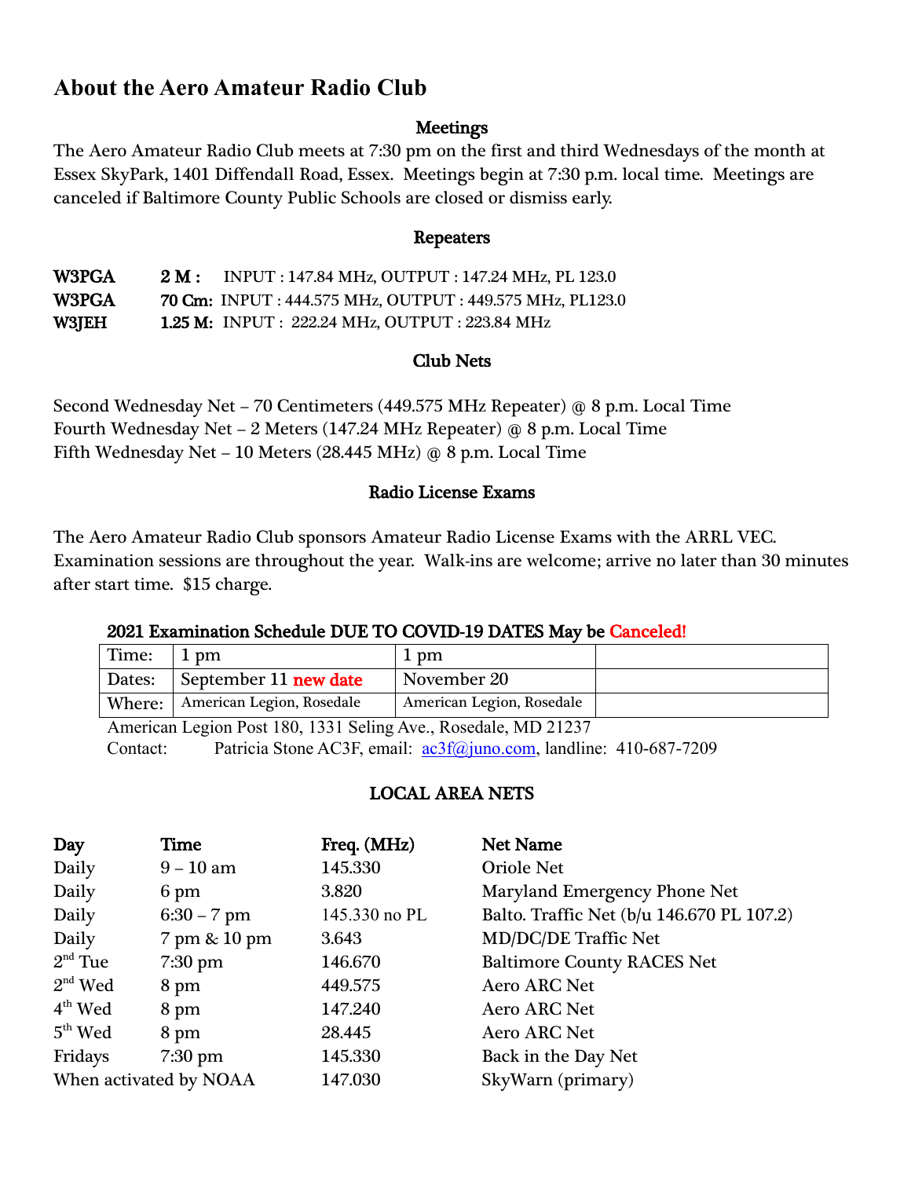# About the Aero Amateur Radio Club

## Meetings

The Aero Amateur Radio Club meets at 7:30 pm on the first and third Wednesdays of the month at Essex SkyPark, 1401 Diffendall Road, Essex. Meetings begin at 7:30 p.m. local time. Meetings are canceled if Baltimore County Public Schools are closed or dismiss early.

## Repeaters

| | | |
|---|---|---|
| **W3PGA** | **2 M :** | INPUT : 147.84 MHz, OUTPUT : 147.24 MHz, PL 123.0 |
| **W3PGA** | **70 Cm:** | INPUT : 444.575 MHz, OUTPUT : 449.575 MHz, PL123.0 |
| **W3JEH** | **1.25 M:** | INPUT : 222.24 MHz, OUTPUT : 223.84 MHz |

## Club Nets

Second Wednesday Net – 70 Centimeters (449.575 MHz Repeater) @ 8 p.m. Local Time
Fourth Wednesday Net – 2 Meters (147.24 MHz Repeater) @ 8 p.m. Local Time
Fifth Wednesday Net – 10 Meters (28.445 MHz) @ 8 p.m. Local Time

## Radio License Exams

The Aero Amateur Radio Club sponsors Amateur Radio License Exams with the ARRL VEC. Examination sessions are throughout the year. Walk-ins are welcome; arrive no later than 30 minutes after start time. $15 charge.

**2021 Examination Schedule DUE TO COVID-19 DATES May be Canceled!**

| Time: | 1 pm | 1 pm | |
|---|---|---|---|
| Dates: | September 11 **new date** | November 20 | |
| Where: | American Legion, Rosedale | American Legion, Rosedale | |

American Legion Post 180, 1331 Seling Ave., Rosedale, MD 21237
Contact: Patricia Stone AC3F, email: ac3f@juno.com, landline: 410-687-7209

## LOCAL AREA NETS

| Day | Time | Freq. (MHz) | Net Name |
|---|---|---|---|
| Daily | 9 – 10 am | 145.330 | Oriole Net |
| Daily | 6 pm | 3.820 | Maryland Emergency Phone Net |
| Daily | 6:30 – 7 pm | 145.330 no PL | Balto. Traffic Net (b/u 146.670 PL 107.2) |
| Daily | 7 pm & 10 pm | 3.643 | MD/DC/DE Traffic Net |
| 2nd Tue | 7:30 pm | 146.670 | Baltimore County RACES Net |
| 2nd Wed | 8 pm | 449.575 | Aero ARC Net |
| 4th Wed | 8 pm | 147.240 | Aero ARC Net |
| 5th Wed | 8 pm | 28.445 | Aero ARC Net |
| Fridays | 7:30 pm | 145.330 | Back in the Day Net |
| When activated by NOAA | | 147.030 | SkyWarn (primary) |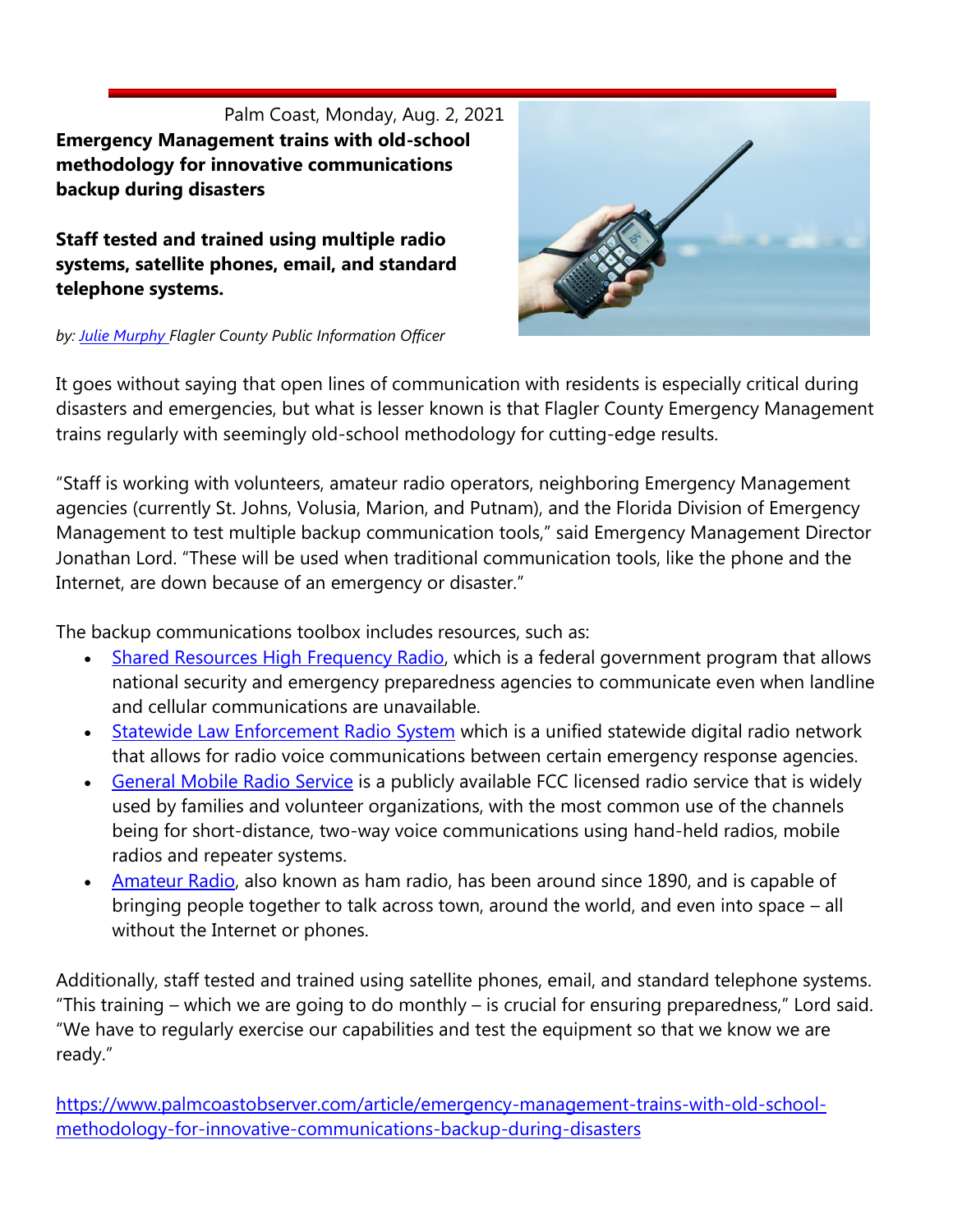Palm Coast, Monday, Aug. 2, 2021

**Emergency Management trains with old-school methodology for innovative communications backup during disasters**

**Staff tested and trained using multiple radio systems, satellite phones, email, and standard telephone systems.**

*by: Julie Murphy Flagler County Public Information Officer*

It goes without saying that open lines of communication with residents is especially critical during disasters and emergencies, but what is lesser known is that Flagler County Emergency Management trains regularly with seemingly old-school methodology for cutting-edge results.

"Staff is working with volunteers, amateur radio operators, neighboring Emergency Management agencies (currently St. Johns, Volusia, Marion, and Putnam), and the Florida Division of Emergency Management to test multiple backup communication tools," said Emergency Management Director Jonathan Lord. "These will be used when traditional communication tools, like the phone and the Internet, are down because of an emergency or disaster."

The backup communications toolbox includes resources, such as:

- Shared Resources High Frequency Radio, which is a federal government program that allows national security and emergency preparedness agencies to communicate even when landline and cellular communications are unavailable.
- Statewide Law Enforcement Radio System which is a unified statewide digital radio network that allows for radio voice communications between certain emergency response agencies.
- General Mobile Radio Service is a publicly available FCC licensed radio service that is widely used by families and volunteer organizations, with the most common use of the channels being for short-distance, two-way voice communications using hand-held radios, mobile radios and repeater systems.
- Amateur Radio, also known as ham radio, has been around since 1890, and is capable of bringing people together to talk across town, around the world, and even into space – all without the Internet or phones.

Additionally, staff tested and trained using satellite phones, email, and standard telephone systems. "This training – which we are going to do monthly – is crucial for ensuring preparedness," Lord said. "We have to regularly exercise our capabilities and test the equipment so that we know we are ready."

https://www.palmcoastobserver.com/article/emergency-management-trains-with-old-school-methodology-for-innovative-communications-backup-during-disasters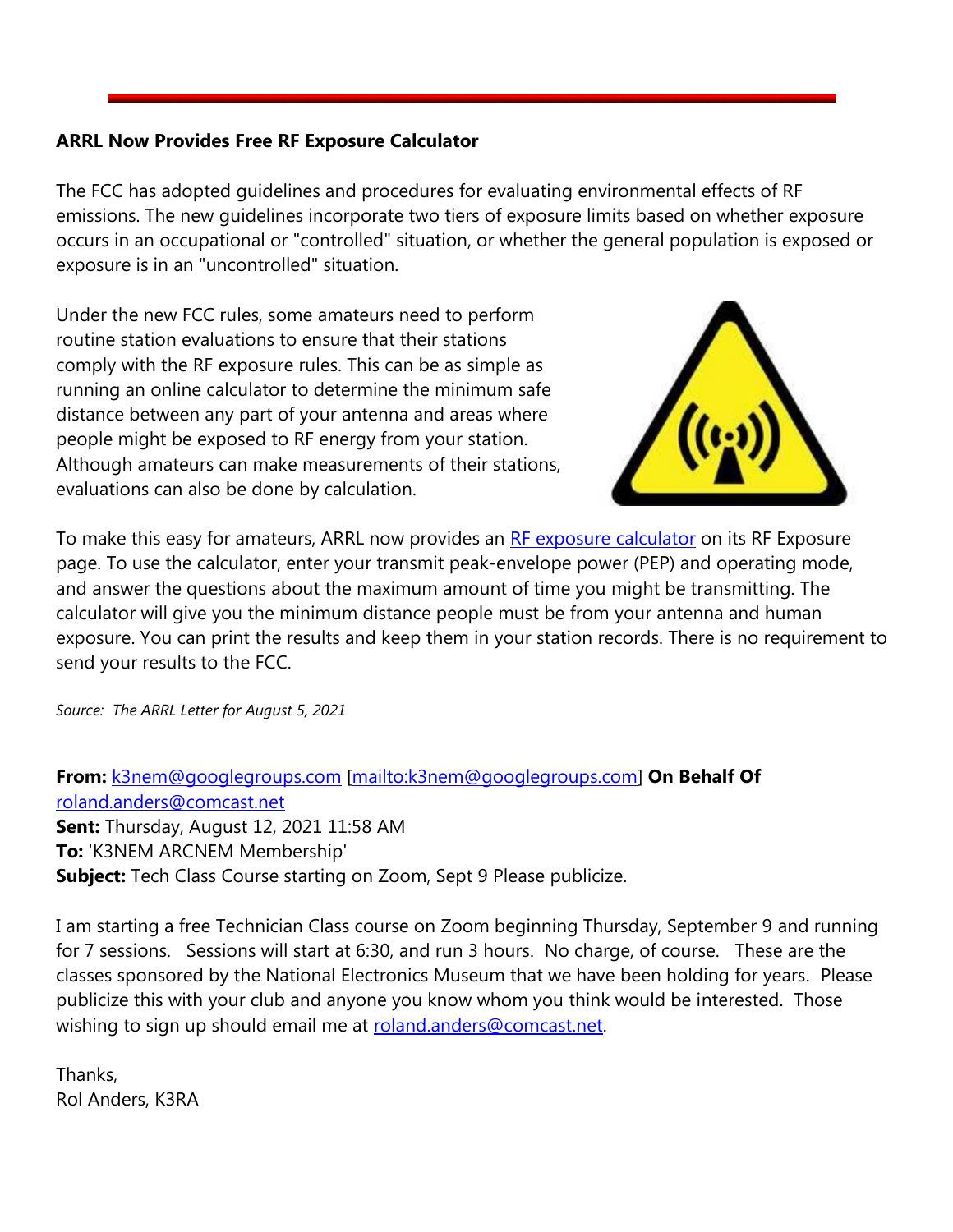**ARRL Now Provides Free RF Exposure Calculator**

The FCC has adopted guidelines and procedures for evaluating environmental effects of RF emissions. The new guidelines incorporate two tiers of exposure limits based on whether exposure occurs in an occupational or "controlled" situation, or whether the general population is exposed or exposure is in an "uncontrolled" situation.

Under the new FCC rules, some amateurs need to perform routine station evaluations to ensure that their stations comply with the RF exposure rules. This can be as simple as running an online calculator to determine the minimum safe distance between any part of your antenna and areas where people might be exposed to RF energy from your station. Although amateurs can make measurements of their stations, evaluations can also be done by calculation.

To make this easy for amateurs, ARRL now provides an RF exposure calculator on its RF Exposure page. To use the calculator, enter your transmit peak-envelope power (PEP) and operating mode, and answer the questions about the maximum amount of time you might be transmitting. The calculator will give you the minimum distance people must be from your antenna and human exposure. You can print the results and keep them in your station records. There is no requirement to send your results to the FCC.

*Source: The ARRL Letter for August 5, 2021*

**From:** k3nem@googlegroups.com [mailto:k3nem@googlegroups.com] **On Behalf Of** roland.anders@comcast.net
**Sent:** Thursday, August 12, 2021 11:58 AM
**To:** 'K3NEM ARCNEM Membership'
**Subject:** Tech Class Course starting on Zoom, Sept 9 Please publicize.

I am starting a free Technician Class course on Zoom beginning Thursday, September 9 and running for 7 sessions. Sessions will start at 6:30, and run 3 hours. No charge, of course. These are the classes sponsored by the National Electronics Museum that we have been holding for years. Please publicize this with your club and anyone you know whom you think would be interested. Those wishing to sign up should email me at roland.anders@comcast.net.

Thanks,
Rol Anders, K3RA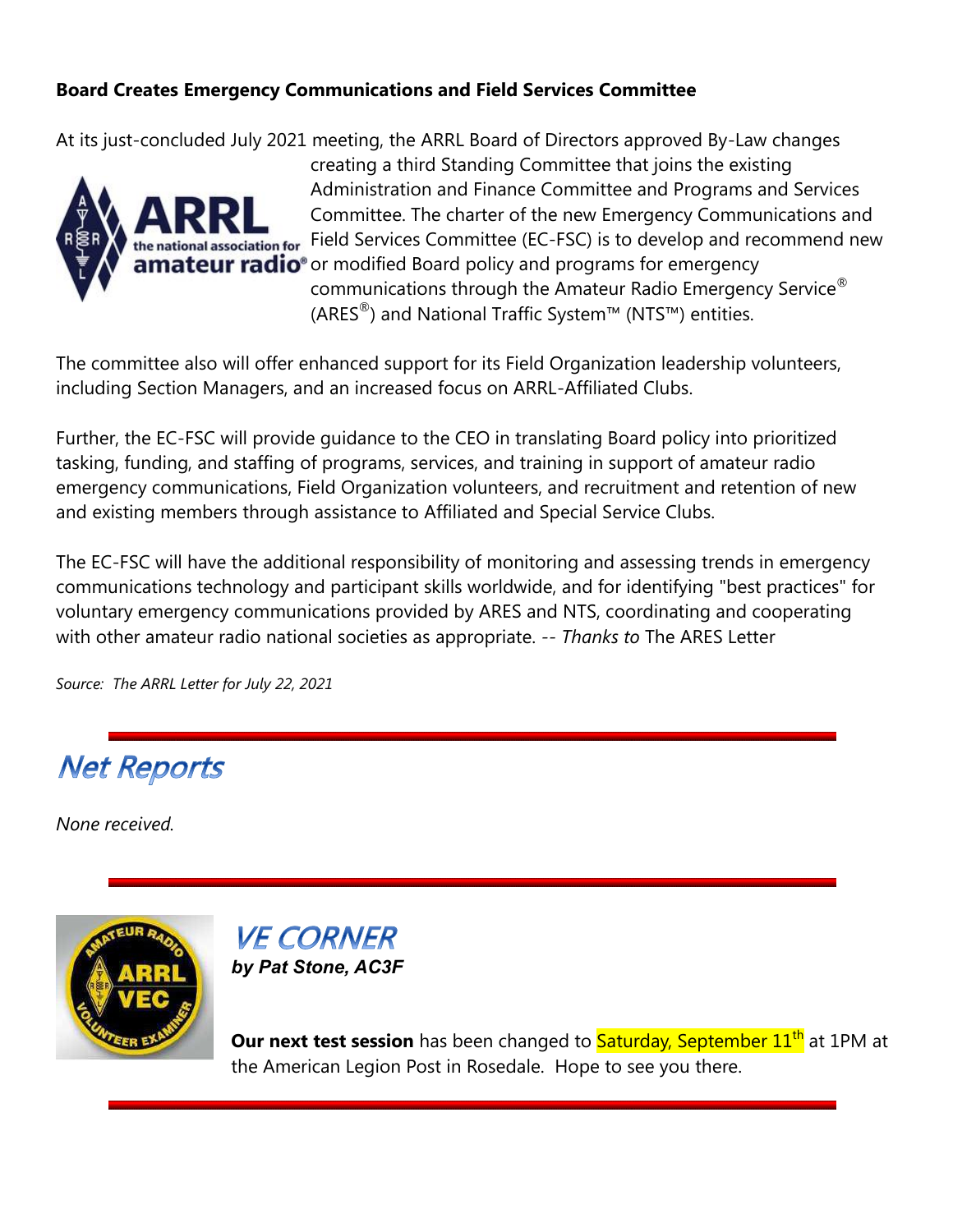**Board Creates Emergency Communications and Field Services Committee**

At its just-concluded July 2021 meeting, the ARRL Board of Directors approved By-Law changes creating a third Standing Committee that joins the existing Administration and Finance Committee and Programs and Services Committee. The charter of the new Emergency Communications and Field Services Committee (EC-FSC) is to develop and recommend new or modified Board policy and programs for emergency communications through the Amateur Radio Emergency Service® (ARES®) and National Traffic System™ (NTS™) entities.

The committee also will offer enhanced support for its Field Organization leadership volunteers, including Section Managers, and an increased focus on ARRL-Affiliated Clubs.

Further, the EC-FSC will provide guidance to the CEO in translating Board policy into prioritized tasking, funding, and staffing of programs, services, and training in support of amateur radio emergency communications, Field Organization volunteers, and recruitment and retention of new and existing members through assistance to Affiliated and Special Service Clubs.

The EC-FSC will have the additional responsibility of monitoring and assessing trends in emergency communications technology and participant skills worldwide, and for identifying "best practices" for voluntary emergency communications provided by ARES and NTS, coordinating and cooperating with other amateur radio national societies as appropriate. -- *Thanks to* The ARES Letter

*Source: The ARRL Letter for July 22, 2021*

## *Net Reports*

*None received.*

## *VE CORNER*

***by Pat Stone, AC3F***

**Our next test session** has been changed to Saturday, September 11th at 1PM at the American Legion Post in Rosedale. Hope to see you there.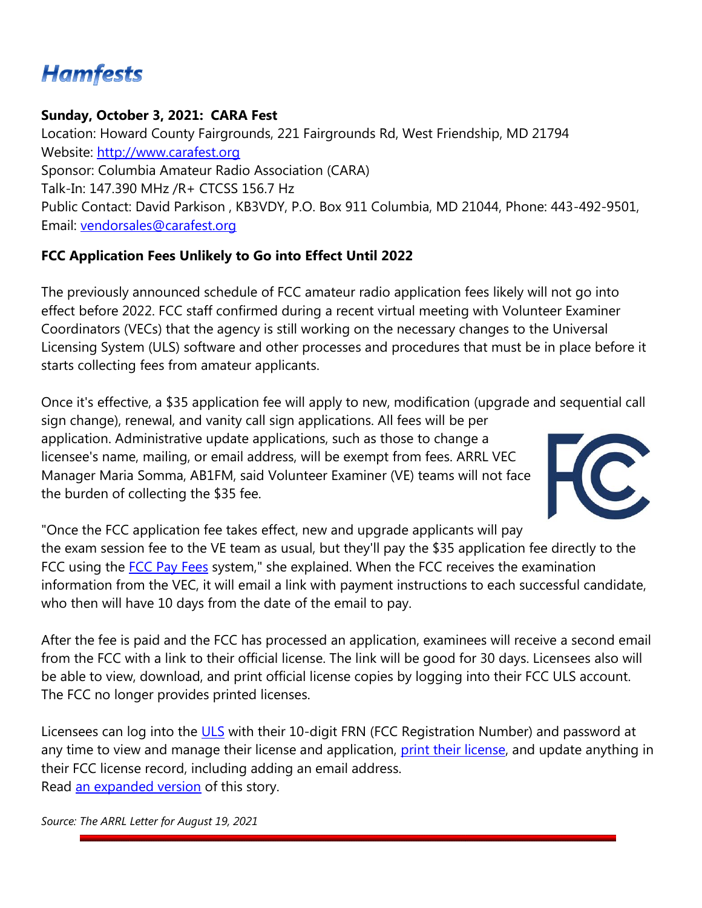# Hamfests

**Sunday, October 3, 2021: CARA Fest**
Location: Howard County Fairgrounds, 221 Fairgrounds Rd, West Friendship, MD 21794
Website: http://www.carafest.org
Sponsor: Columbia Amateur Radio Association (CARA)
Talk-In: 147.390 MHz /R+ CTCSS 156.7 Hz
Public Contact: David Parkison , KB3VDY, P.O. Box 911 Columbia, MD 21044, Phone: 443-492-9501, Email: vendorsales@carafest.org

**FCC Application Fees Unlikely to Go into Effect Until 2022**

The previously announced schedule of FCC amateur radio application fees likely will not go into effect before 2022. FCC staff confirmed during a recent virtual meeting with Volunteer Examiner Coordinators (VECs) that the agency is still working on the necessary changes to the Universal Licensing System (ULS) software and other processes and procedures that must be in place before it starts collecting fees from amateur applicants.

Once it's effective, a $35 application fee will apply to new, modification (upgrade and sequential call sign change), renewal, and vanity call sign applications. All fees will be per application. Administrative update applications, such as those to change a licensee's name, mailing, or email address, will be exempt from fees. ARRL VEC Manager Maria Somma, AB1FM, said Volunteer Examiner (VE) teams will not face the burden of collecting the $35 fee.

"Once the FCC application fee takes effect, new and upgrade applicants will pay the exam session fee to the VE team as usual, but they'll pay the $35 application fee directly to the FCC using the FCC Pay Fees system," she explained. When the FCC receives the examination information from the VEC, it will email a link with payment instructions to each successful candidate, who then will have 10 days from the date of the email to pay.

After the fee is paid and the FCC has processed an application, examinees will receive a second email from the FCC with a link to their official license. The link will be good for 30 days. Licensees also will be able to view, download, and print official license copies by logging into their FCC ULS account. The FCC no longer provides printed licenses.

Licensees can log into the ULS with their 10-digit FRN (FCC Registration Number) and password at any time to view and manage their license and application, print their license, and update anything in their FCC license record, including adding an email address.
Read an expanded version of this story.

*Source: The ARRL Letter for August 19, 2021*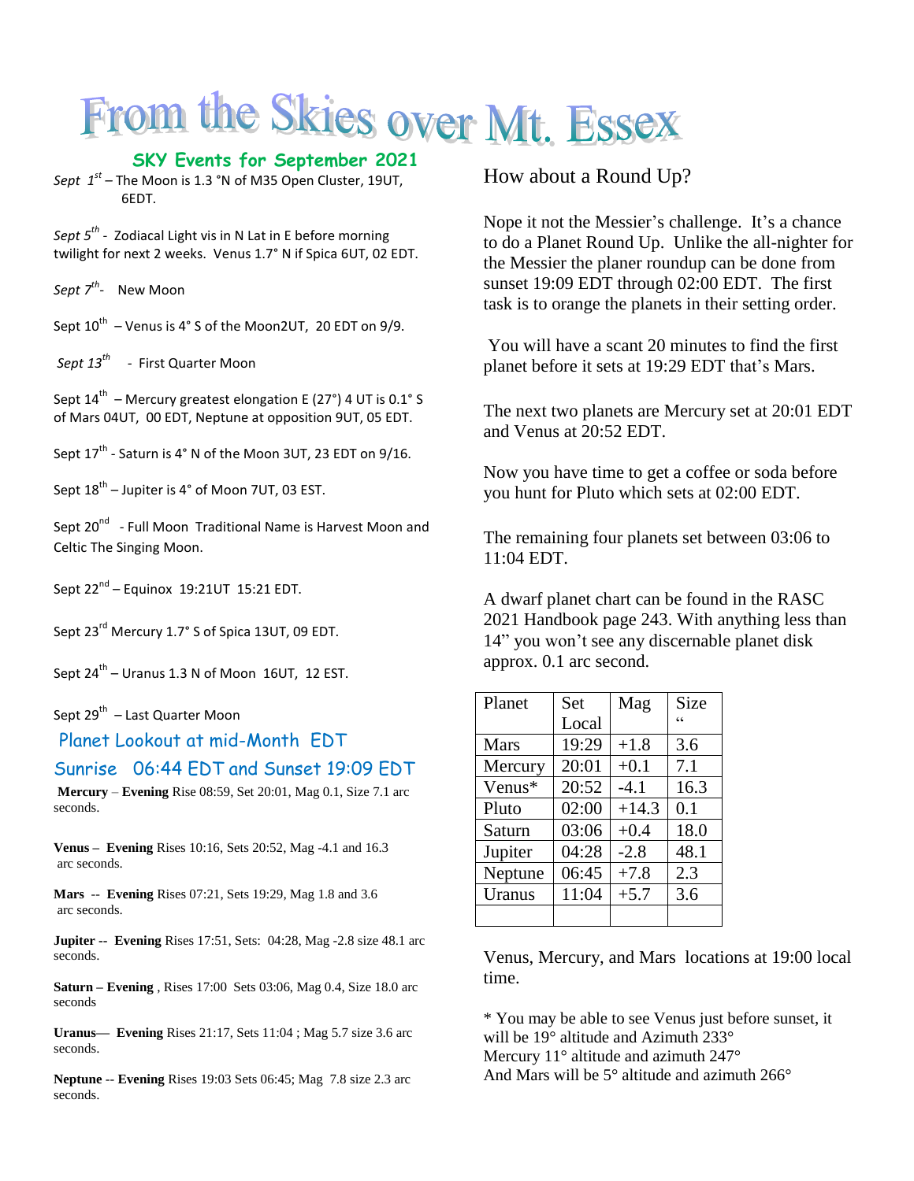# From the Skies over Mt. Essex

## SKY Events for September 2021

*Sept 1st* – The Moon is 1.3 °N of M35 Open Cluster, 19UT, 6EDT.

*Sept 5th* - Zodiacal Light vis in N Lat in E before morning twilight for next 2 weeks. Venus 1.7° N if Spica 6UT, 02 EDT.

*Sept 7th*- New Moon

Sept 10th – Venus is 4° S of the Moon2UT, 20 EDT on 9/9.

*Sept 13th* - First Quarter Moon

Sept 14th – Mercury greatest elongation E (27°) 4 UT is 0.1° S of Mars 04UT, 00 EDT, Neptune at opposition 9UT, 05 EDT.

Sept 17th - Saturn is 4° N of the Moon 3UT, 23 EDT on 9/16.

Sept 18th – Jupiter is 4° of Moon 7UT, 03 EST.

Sept 20nd - Full Moon Traditional Name is Harvest Moon and Celtic The Singing Moon.

Sept 22nd – Equinox 19:21UT 15:21 EDT.

Sept 23rd Mercury 1.7° S of Spica 13UT, 09 EDT.

Sept 24th – Uranus 1.3 N of Moon 16UT, 12 EST.

Sept 29th – Last Quarter Moon

### Planet Lookout at mid-Month EDT

### Sunrise 06:44 EDT and Sunset 19:09 EDT

**Mercury** – **Evening** Rise 08:59, Set 20:01, Mag 0.1, Size 7.1 arc seconds.

**Venus** – **Evening** Rises 10:16, Sets 20:52, Mag -4.1 and 16.3 arc seconds.

**Mars** -- **Evening** Rises 07:21, Sets 19:29, Mag 1.8 and 3.6 arc seconds.

**Jupiter** -- **Evening** Rises 17:51, Sets: 04:28, Mag -2.8 size 48.1 arc seconds.

**Saturn – Evening** , Rises 17:00 Sets 03:06, Mag 0.4, Size 18.0 arc seconds

**Uranus— Evening** Rises 21:17, Sets 11:04 ; Mag 5.7 size 3.6 arc seconds.

**Neptune** -- **Evening** Rises 19:03 Sets 06:45; Mag 7.8 size 2.3 arc seconds.

## How about a Round Up?

Nope it not the Messier's challenge. It's a chance to do a Planet Round Up. Unlike the all-nighter for the Messier the planer roundup can be done from sunset 19:09 EDT through 02:00 EDT. The first task is to orange the planets in their setting order.

You will have a scant 20 minutes to find the first planet before it sets at 19:29 EDT that's Mars.

The next two planets are Mercury set at 20:01 EDT and Venus at 20:52 EDT.

Now you have time to get a coffee or soda before you hunt for Pluto which sets at 02:00 EDT.

The remaining four planets set between 03:06 to 11:04 EDT.

A dwarf planet chart can be found in the RASC 2021 Handbook page 243. With anything less than 14" you won't see any discernable planet disk approx. 0.1 arc second.

| Planet | Set Local | Mag | Size " |
|---|---|---|---|
| Mars | 19:29 | +1.8 | 3.6 |
| Mercury | 20:01 | +0.1 | 7.1 |
| Venus* | 20:52 | -4.1 | 16.3 |
| Pluto | 02:00 | +14.3 | 0.1 |
| Saturn | 03:06 | +0.4 | 18.0 |
| Jupiter | 04:28 | -2.8 | 48.1 |
| Neptune | 06:45 | +7.8 | 2.3 |
| Uranus | 11:04 | +5.7 | 3.6 |
| | | | |

Venus, Mercury, and Mars locations at 19:00 local time.

* You may be able to see Venus just before sunset, it will be 19° altitude and Azimuth 233°
Mercury 11° altitude and azimuth 247°
And Mars will be 5° altitude and azimuth 266°